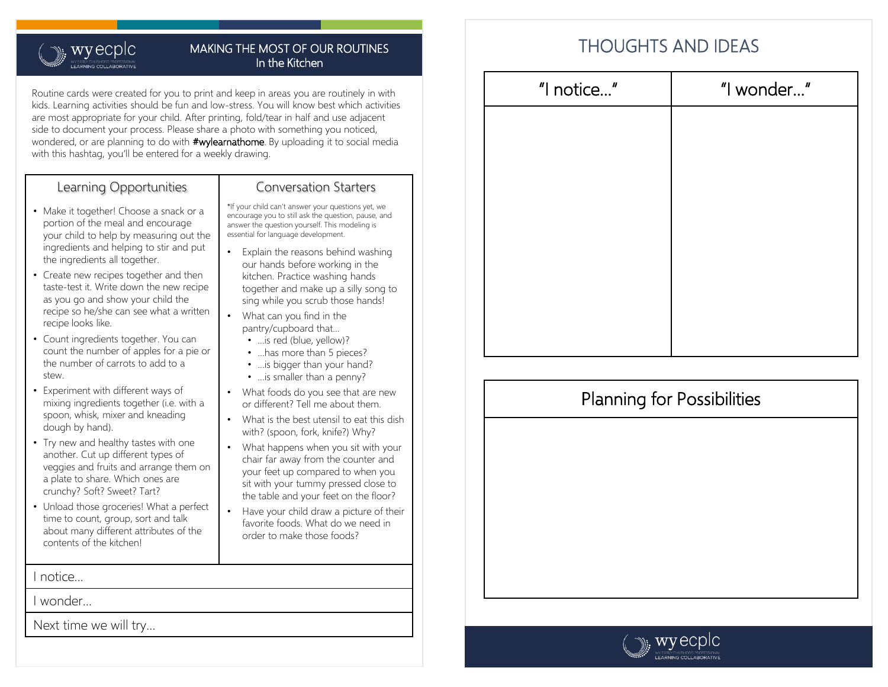wy ecplc

WY EARLY CHILDHOOD PROFESSIONAL LEARNING COLLABORATIVE

# MAKING THE MOST OF OUR ROUTINES
## In the Kitchen

Routine cards were created for you to print and keep in areas you are routinely in with kids. Learning activities should be fun and low-stress. You will know best which activities are most appropriate for your child. After printing, fold/tear in half and use adjacent side to document your process. Please share a photo with something you noticed, wondered, or are planning to do with **#wylearnathome**. By uploading it to social media with this hashtag, you'll be entered for a weekly drawing.

### Learning Opportunities

- Make it together! Choose a snack or a portion of the meal and encourage your child to help by measuring out the ingredients and helping to stir and put the ingredients all together.
- Create new recipes together and then taste-test it. Write down the new recipe as you go and show your child the recipe so he/she can see what a written recipe looks like.
- Count ingredients together. You can count the number of apples for a pie or the number of carrots to add to a stew.
- Experiment with different ways of mixing ingredients together (i.e. with a spoon, whisk, mixer and kneading dough by hand).
- Try new and healthy tastes with one another. Cut up different types of veggies and fruits and arrange them on a plate to share. Which ones are crunchy? Soft? Sweet? Tart?
- Unload those groceries! What a perfect time to count, group, sort and talk about many different attributes of the contents of the kitchen!

### Conversation Starters

*If your child can't answer your questions yet, we encourage you to still ask the question, pause, and answer the question yourself. This modeling is essential for language development.

- Explain the reasons behind washing our hands before working in the kitchen. Practice washing hands together and make up a silly song to sing while you scrub those hands!
- What can you find in the pantry/cupboard that…
  - …is red (blue, yellow)?
  - …has more than 5 pieces?
  - …is bigger than your hand?
  - …is smaller than a penny?
- What foods do you see that are new or different? Tell me about them.
- What is the best utensil to eat this dish with? (spoon, fork, knife?) Why?
- What happens when you sit with your chair far away from the counter and your feet up compared to when you sit with your tummy pressed close to the table and your feet on the floor?
- Have your child draw a picture of their favorite foods. What do we need in order to make those foods?

I notice…

I wonder…

Next time we will try…

# THOUGHTS AND IDEAS

| "I notice…" | "I wonder…" |
|---|---|
| | |

| Planning for Possibilities |
|---|
| |

wy ecplc

WY EARLY CHILDHOOD PROFESSIONAL LEARNING COLLABORATIVE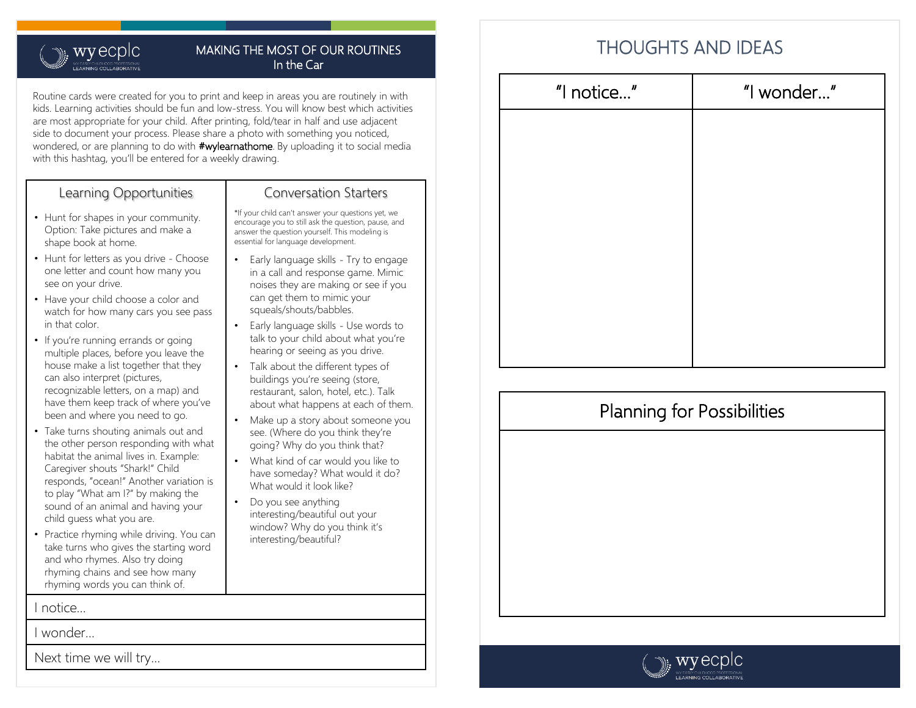wyecplc
WY EARLY CHILDHOOD PROFESSIONAL LEARNING COLLABORATIVE

# MAKING THE MOST OF OUR ROUTINES
## In the Car

Routine cards were created for you to print and keep in areas you are routinely in with kids. Learning activities should be fun and low-stress. You will know best which activities are most appropriate for your child. After printing, fold/tear in half and use adjacent side to document your process. Please share a photo with something you noticed, wondered, or are planning to do with **#wylearnathome**. By uploading it to social media with this hashtag, you'll be entered for a weekly drawing.

### Learning Opportunities

- Hunt for shapes in your community. Option: Take pictures and make a shape book at home.
- Hunt for letters as you drive - Choose one letter and count how many you see on your drive.
- Have your child choose a color and watch for how many cars you see pass in that color.
- If you're running errands or going multiple places, before you leave the house make a list together that they can also interpret (pictures, recognizable letters, on a map) and have them keep track of where you've been and where you need to go.
- Take turns shouting animals out and the other person responding with what habitat the animal lives in. Example: Caregiver shouts "Shark!" Child responds, "ocean!" Another variation is to play "What am I?" by making the sound of an animal and having your child guess what you are.
- Practice rhyming while driving. You can take turns who gives the starting word and who rhymes. Also try doing rhyming chains and see how many rhyming words you can think of.

### Conversation Starters

*If your child can't answer your questions yet, we encourage you to still ask the question, pause, and answer the question yourself. This modeling is essential for language development.

- Early language skills - Try to engage in a call and response game. Mimic noises they are making or see if you can get them to mimic your squeals/shouts/babbles.
- Early language skills - Use words to talk to your child about what you're hearing or seeing as you drive.
- Talk about the different types of buildings you're seeing (store, restaurant, salon, hotel, etc.). Talk about what happens at each of them.
- Make up a story about someone you see. (Where do you think they're going? Why do you think that?
- What kind of car would you like to have someday? What would it do? What would it look like?
- Do you see anything interesting/beautiful out your window? Why do you think it's interesting/beautiful?

I notice...

I wonder...

Next time we will try...

# THOUGHTS AND IDEAS

| "I notice..." | "I wonder..." |
| --- | --- |
| | |

## Planning for Possibilities

wyecplc
WY EARLY CHILDHOOD PROFESSIONAL LEARNING COLLABORATIVE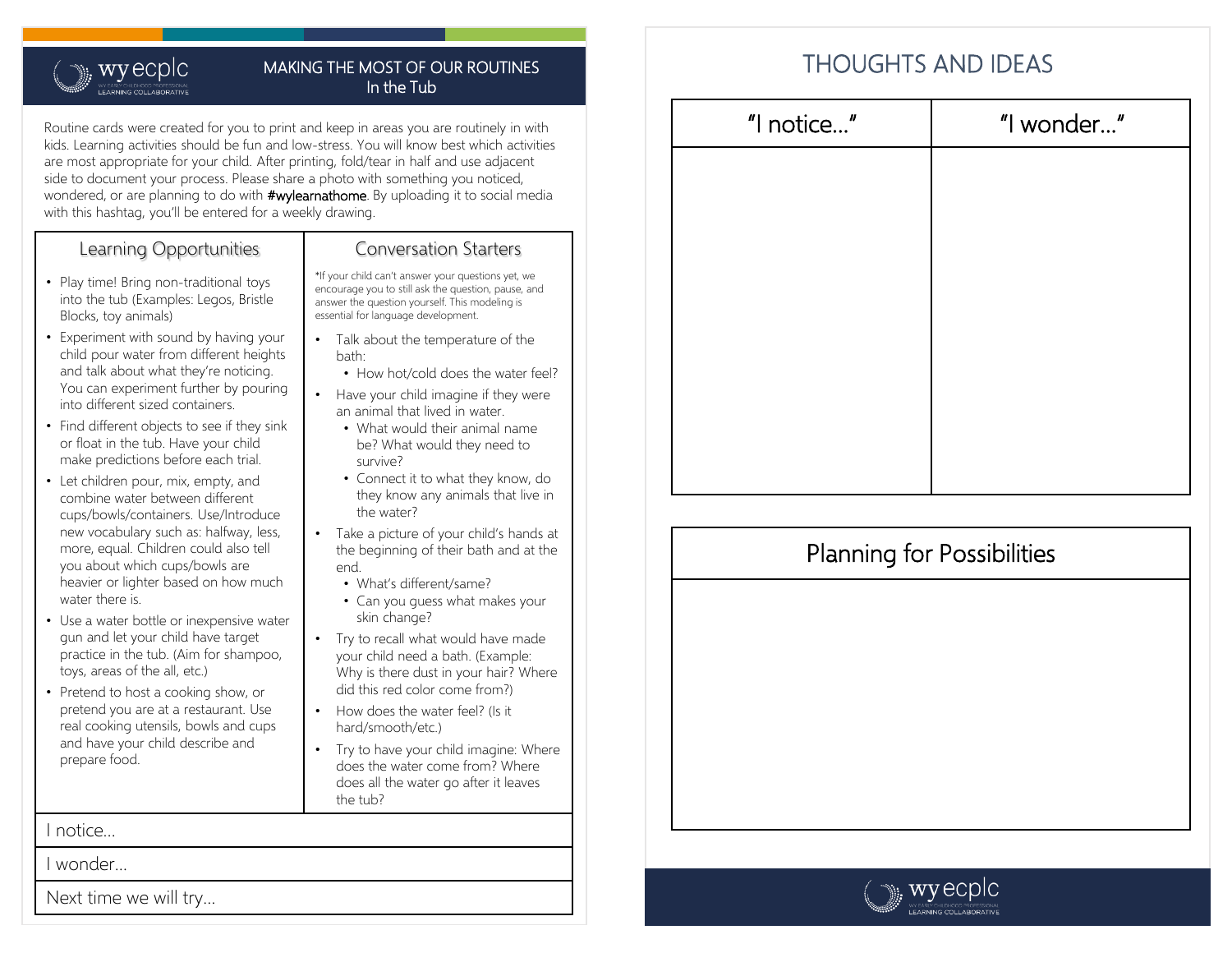wy ecplc
WY EARLY CHILDHOOD PROFESSIONAL LEARNING COLLABORATIVE

# MAKING THE MOST OF OUR ROUTINES
## In the Tub

Routine cards were created for you to print and keep in areas you are routinely in with kids. Learning activities should be fun and low-stress. You will know best which activities are most appropriate for your child. After printing, fold/tear in half and use adjacent side to document your process. Please share a photo with something you noticed, wondered, or are planning to do with **#wylearnathome**. By uploading it to social media with this hashtag, you'll be entered for a weekly drawing.

### Learning Opportunities

- Play time! Bring non-traditional toys into the tub (Examples: Legos, Bristle Blocks, toy animals)
- Experiment with sound by having your child pour water from different heights and talk about what they're noticing. You can experiment further by pouring into different sized containers.
- Find different objects to see if they sink or float in the tub. Have your child make predictions before each trial.
- Let children pour, mix, empty, and combine water between different cups/bowls/containers. Use/Introduce new vocabulary such as: halfway, less, more, equal. Children could also tell you about which cups/bowls are heavier or lighter based on how much water there is.
- Use a water bottle or inexpensive water gun and let your child have target practice in the tub. (Aim for shampoo, toys, areas of the all, etc.)
- Pretend to host a cooking show, or pretend you are at a restaurant. Use real cooking utensils, bowls and cups and have your child describe and prepare food.

### Conversation Starters

*If your child can't answer your questions yet, we encourage you to still ask the question, pause, and answer the question yourself. This modeling is essential for language development.

- Talk about the temperature of the bath:
  - How hot/cold does the water feel?
- Have your child imagine if they were an animal that lived in water.
  - What would their animal name be? What would they need to survive?
  - Connect it to what they know, do they know any animals that live in the water?
- Take a picture of your child's hands at the beginning of their bath and at the end.
  - What's different/same?
  - Can you guess what makes your skin change?
- Try to recall what would have made your child need a bath. (Example: Why is there dust in your hair? Where did this red color come from?)
- How does the water feel? (Is it hard/smooth/etc.)
- Try to have your child imagine: Where does the water come from? Where does all the water go after it leaves the tub?

I notice...

I wonder...

Next time we will try...

# THOUGHTS AND IDEAS

| "I notice..." | "I wonder..." |
| --- | --- |
| | |

| Planning for Possibilities |
| --- |
| |

wy ecplc
WY EARLY CHILDHOOD PROFESSIONAL LEARNING COLLABORATIVE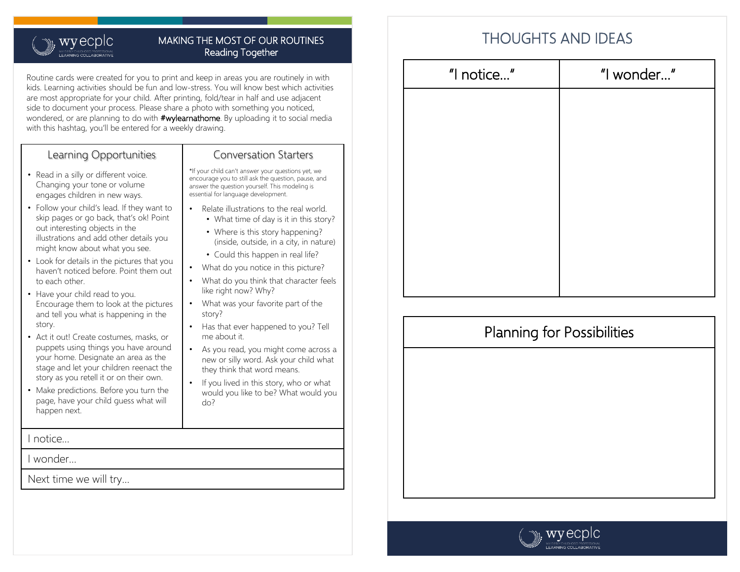# MAKING THE MOST OF OUR ROUTINES
## Reading Together

Routine cards were created for you to print and keep in areas you are routinely in with kids. Learning activities should be fun and low-stress. You will know best which activities are most appropriate for your child. After printing, fold/tear in half and use adjacent side to document your process. Please share a photo with something you noticed, wondered, or are planning to do with **#wylearnathome**. By uploading it to social media with this hashtag, you'll be entered for a weekly drawing.

### Learning Opportunities

- Read in a silly or different voice. Changing your tone or volume engages children in new ways.
- Follow your child's lead. If they want to skip pages or go back, that's ok! Point out interesting objects in the illustrations and add other details you might know about what you see.
- Look for details in the pictures that you haven't noticed before. Point them out to each other.
- Have your child read to you. Encourage them to look at the pictures and tell you what is happening in the story.
- Act it out! Create costumes, masks, or puppets using things you have around your home. Designate an area as the stage and let your children reenact the story as you retell it or on their own.
- Make predictions. Before you turn the page, have your child guess what will happen next.

### Conversation Starters

*If your child can't answer your questions yet, we encourage you to still ask the question, pause, and answer the question yourself. This modeling is essential for language development.

- Relate illustrations to the real world.
  - What time of day is it in this story?
  - Where is this story happening? (inside, outside, in a city, in nature)
  - Could this happen in real life?
- What do you notice in this picture?
- What do you think that character feels like right now? Why?
- What was your favorite part of the story?
- Has that ever happened to you? Tell me about it.
- As you read, you might come across a new or silly word. Ask your child what they think that word means.
- If you lived in this story, who or what would you like to be? What would you do?

I notice...

I wonder...

Next time we will try...

# THOUGHTS AND IDEAS

| "I notice..." | "I wonder..." |
| --- | --- |
| | |

## Planning for Possibilities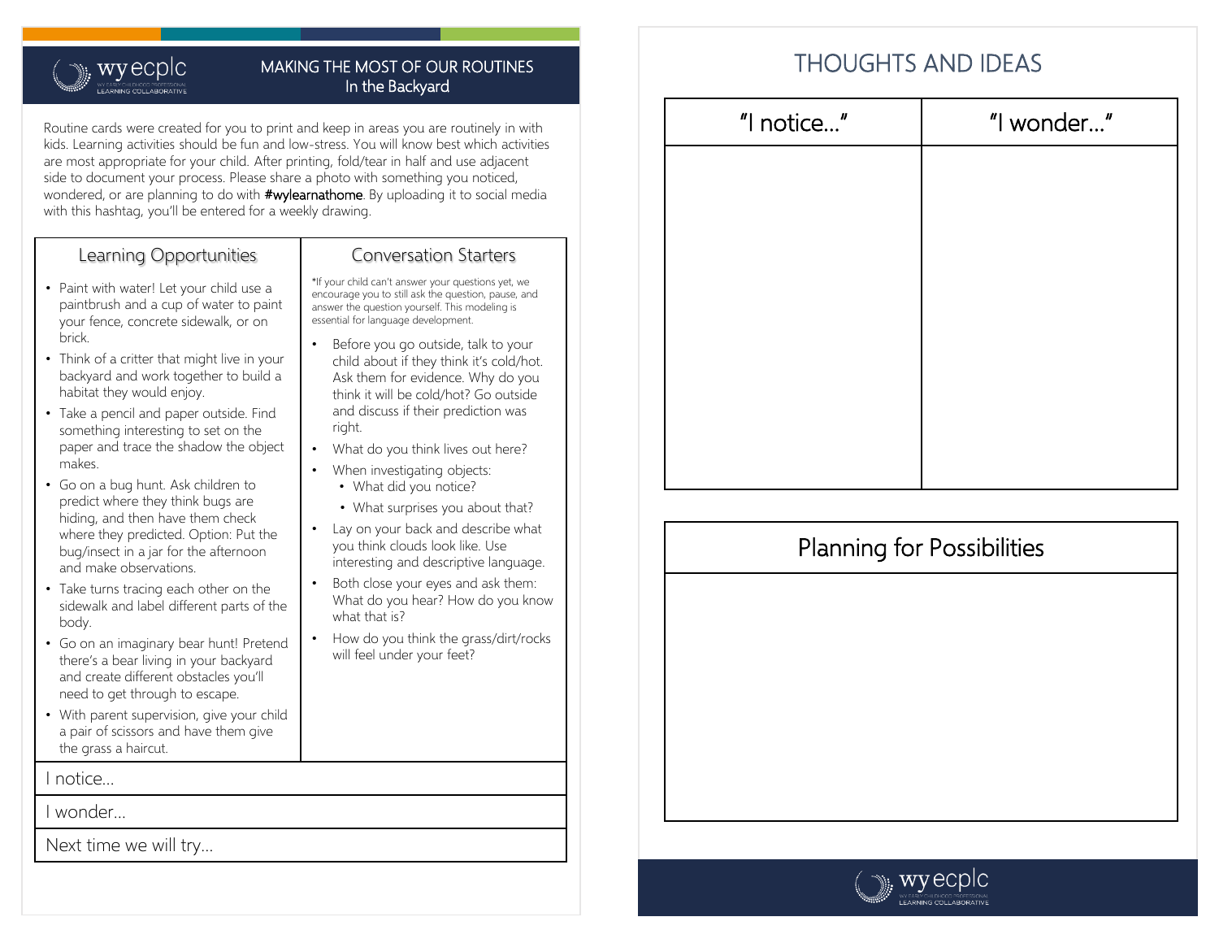# MAKING THE MOST OF OUR ROUTINES
## In the Backyard

Routine cards were created for you to print and keep in areas you are routinely in with kids. Learning activities should be fun and low-stress. You will know best which activities are most appropriate for your child. After printing, fold/tear in half and use adjacent side to document your process. Please share a photo with something you noticed, wondered, or are planning to do with **#wylearnathome**. By uploading it to social media with this hashtag, you'll be entered for a weekly drawing.

### Learning Opportunities

- Paint with water! Let your child use a paintbrush and a cup of water to paint your fence, concrete sidewalk, or on brick.
- Think of a critter that might live in your backyard and work together to build a habitat they would enjoy.
- Take a pencil and paper outside. Find something interesting to set on the paper and trace the shadow the object makes.
- Go on a bug hunt. Ask children to predict where they think bugs are hiding, and then have them check where they predicted. Option: Put the bug/insect in a jar for the afternoon and make observations.
- Take turns tracing each other on the sidewalk and label different parts of the body.
- Go on an imaginary bear hunt! Pretend there's a bear living in your backyard and create different obstacles you'll need to get through to escape.
- With parent supervision, give your child a pair of scissors and have them give the grass a haircut.

### Conversation Starters

*If your child can't answer your questions yet, we encourage you to still ask the question, pause, and answer the question yourself. This modeling is essential for language development.

- Before you go outside, talk to your child about if they think it's cold/hot. Ask them for evidence. Why do you think it will be cold/hot? Go outside and discuss if their prediction was right.
- What do you think lives out here?
- When investigating objects:
  - What did you notice?
  - What surprises you about that?
- Lay on your back and describe what you think clouds look like. Use interesting and descriptive language.
- Both close your eyes and ask them: What do you hear? How do you know what that is?
- How do you think the grass/dirt/rocks will feel under your feet?

I notice...

I wonder...

Next time we will try...

# THOUGHTS AND IDEAS

| "I notice..." | "I wonder..." |
| --- | --- |
| | |

## Planning for Possibilities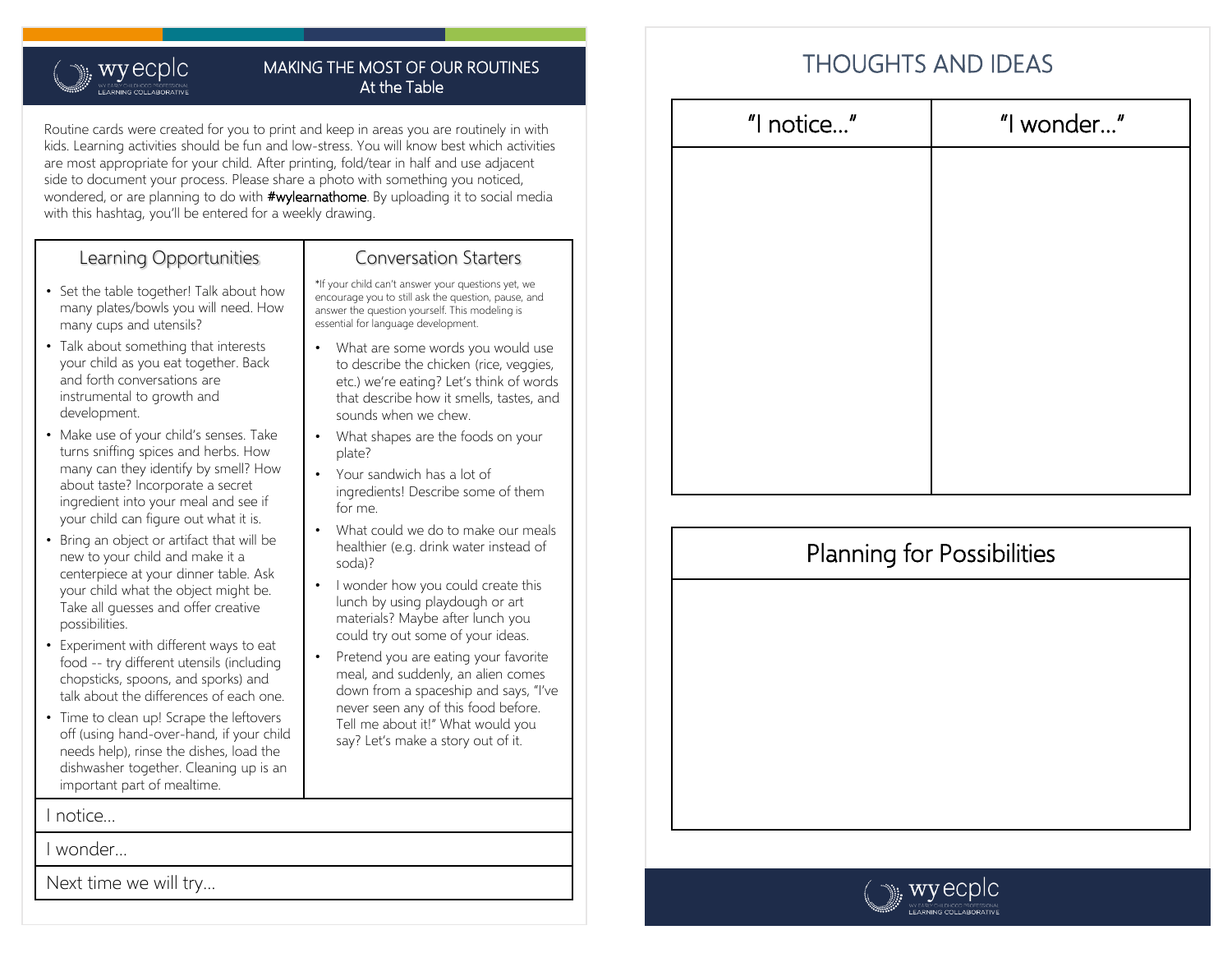wyecplc

WY EARLY CHILDHOOD PROFESSIONAL LEARNING COLLABORATIVE

# MAKING THE MOST OF OUR ROUTINES
## At the Table

Routine cards were created for you to print and keep in areas you are routinely in with kids. Learning activities should be fun and low-stress. You will know best which activities are most appropriate for your child. After printing, fold/tear in half and use adjacent side to document your process. Please share a photo with something you noticed, wondered, or are planning to do with **#wylearnathome**. By uploading it to social media with this hashtag, you'll be entered for a weekly drawing.

### Learning Opportunities

- Set the table together! Talk about how many plates/bowls you will need. How many cups and utensils?
- Talk about something that interests your child as you eat together. Back and forth conversations are instrumental to growth and development.
- Make use of your child's senses. Take turns sniffing spices and herbs. How many can they identify by smell? How about taste? Incorporate a secret ingredient into your meal and see if your child can figure out what it is.
- Bring an object or artifact that will be new to your child and make it a centerpiece at your dinner table. Ask your child what the object might be. Take all guesses and offer creative possibilities.
- Experiment with different ways to eat food -- try different utensils (including chopsticks, spoons, and sporks) and talk about the differences of each one.
- Time to clean up! Scrape the leftovers off (using hand-over-hand, if your child needs help), rinse the dishes, load the dishwasher together. Cleaning up is an important part of mealtime.

### Conversation Starters

*If your child can't answer your questions yet, we encourage you to still ask the question, pause, and answer the question yourself. This modeling is essential for language development.

- What are some words you would use to describe the chicken (rice, veggies, etc.) we're eating? Let's think of words that describe how it smells, tastes, and sounds when we chew.
- What shapes are the foods on your plate?
- Your sandwich has a lot of ingredients! Describe some of them for me.
- What could we do to make our meals healthier (e.g. drink water instead of soda)?
- I wonder how you could create this lunch by using playdough or art materials? Maybe after lunch you could try out some of your ideas.
- Pretend you are eating your favorite meal, and suddenly, an alien comes down from a spaceship and says, "I've never seen any of this food before. Tell me about it!" What would you say? Let's make a story out of it.

I notice...

I wonder...

Next time we will try...

# THOUGHTS AND IDEAS

| "I notice..." | "I wonder..." |
|---|---|
| | |

## Planning for Possibilities

wyecplc

WY EARLY CHILDHOOD PROFESSIONAL LEARNING COLLABORATIVE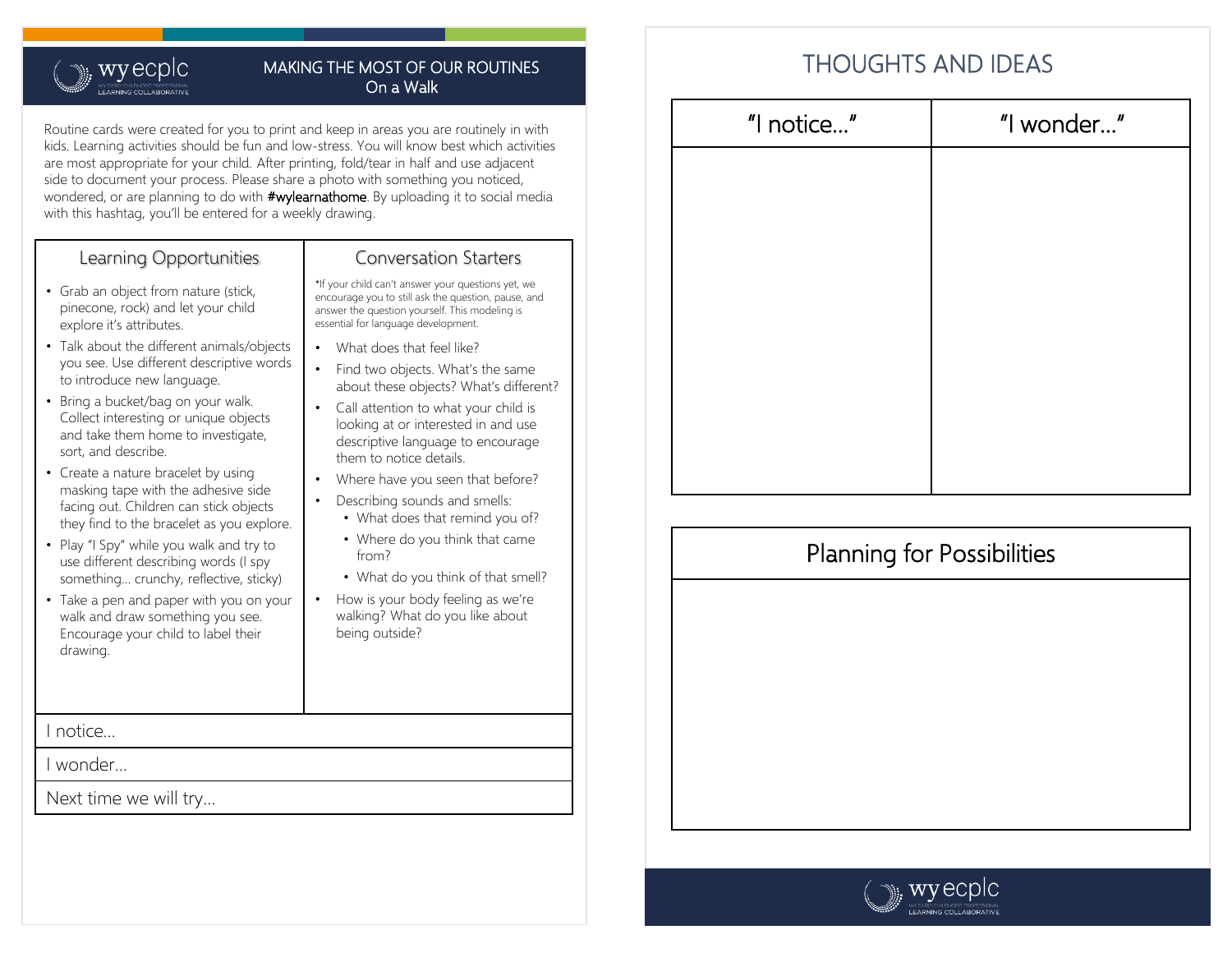# MAKING THE MOST OF OUR ROUTINES
## On a Walk

Routine cards were created for you to print and keep in areas you are routinely in with kids. Learning activities should be fun and low-stress. You will know best which activities are most appropriate for your child. After printing, fold/tear in half and use adjacent side to document your process. Please share a photo with something you noticed, wondered, or are planning to do with **#wylearnathome**. By uploading it to social media with this hashtag, you'll be entered for a weekly drawing.

### Learning Opportunities

- Grab an object from nature (stick, pinecone, rock) and let your child explore it's attributes.
- Talk about the different animals/objects you see. Use different descriptive words to introduce new language.
- Bring a bucket/bag on your walk. Collect interesting or unique objects and take them home to investigate, sort, and describe.
- Create a nature bracelet by using masking tape with the adhesive side facing out. Children can stick objects they find to the bracelet as you explore.
- Play "I Spy" while you walk and try to use different describing words (I spy something… crunchy, reflective, sticky)
- Take a pen and paper with you on your walk and draw something you see. Encourage your child to label their drawing.

### Conversation Starters

*If your child can't answer your questions yet, we encourage you to still ask the question, pause, and answer the question yourself. This modeling is essential for language development.

- What does that feel like?
- Find two objects. What's the same about these objects? What's different?
- Call attention to what your child is looking at or interested in and use descriptive language to encourage them to notice details.
- Where have you seen that before?
- Describing sounds and smells:
  - What does that remind you of?
  - Where do you think that came from?
  - What do you think of that smell?
- How is your body feeling as we're walking? What do you like about being outside?

I notice…

I wonder…

Next time we will try…

# THOUGHTS AND IDEAS

| "I notice…" | "I wonder…" |
| --- | --- |
| | |

## Planning for Possibilities